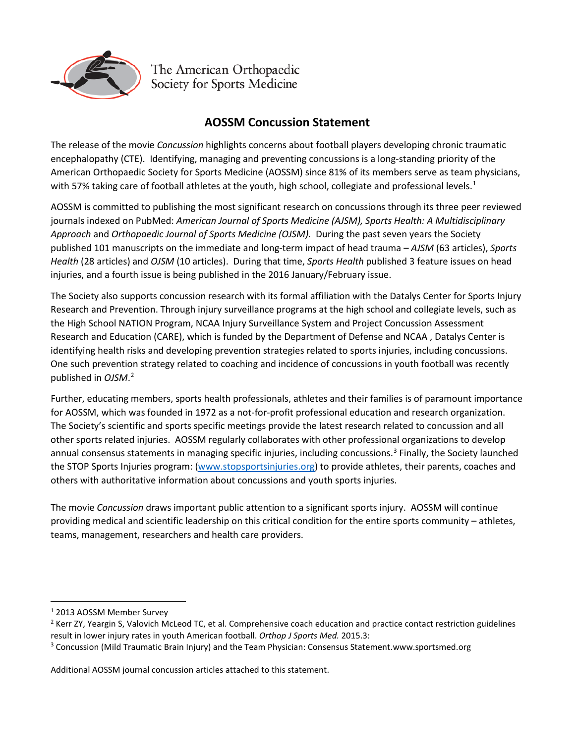The American Orthopaedic Society for Sports Medicine

## AOSSM Concussion Statement

The release of the movie *Concussion* highlights concerns about football players developing chronic traumatic encephalopathy (CTE). Identifying, managing and preventing concussions is a long-standing priority of the American Orthopaedic Society for Sports Medicine (AOSSM) since 81% of its members serve as team physicians, with 57% taking care of football athletes at the youth, high school, collegiate and professional levels.[1]

AOSSM is committed to publishing the most significant research on concussions through its three peer reviewed journals indexed on PubMed: *American Journal of Sports Medicine (AJSM), Sports Health: A Multidisciplinary Approach* and *Orthopaedic Journal of Sports Medicine (OJSM).* During the past seven years the Society published 101 manuscripts on the immediate and long-term impact of head trauma – *AJSM* (63 articles), *Sports Health* (28 articles) and *OJSM* (10 articles). During that time, *Sports Health* published 3 feature issues on head injuries, and a fourth issue is being published in the 2016 January/February issue.

The Society also supports concussion research with its formal affiliation with the Datalys Center for Sports Injury Research and Prevention. Through injury surveillance programs at the high school and collegiate levels, such as the High School NATION Program, NCAA Injury Surveillance System and Project Concussion Assessment Research and Education (CARE), which is funded by the Department of Defense and NCAA , Datalys Center is identifying health risks and developing prevention strategies related to sports injuries, including concussions. One such prevention strategy related to coaching and incidence of concussions in youth football was recently published in *OJSM*.[2]

Further, educating members, sports health professionals, athletes and their families is of paramount importance for AOSSM, which was founded in 1972 as a not-for-profit professional education and research organization. The Society's scientific and sports specific meetings provide the latest research related to concussion and all other sports related injuries. AOSSM regularly collaborates with other professional organizations to develop annual consensus statements in managing specific injuries, including concussions.[3] Finally, the Society launched the STOP Sports Injuries program: (www.stopsportsinjuries.org) to provide athletes, their parents, coaches and others with authoritative information about concussions and youth sports injuries.

The movie *Concussion* draws important public attention to a significant sports injury. AOSSM will continue providing medical and scientific leadership on this critical condition for the entire sports community – athletes, teams, management, researchers and health care providers.

---

[1] 2013 AOSSM Member Survey

[2] Kerr ZY, Yeargin S, Valovich McLeod TC, et al. Comprehensive coach education and practice contact restriction guidelines result in lower injury rates in youth American football. *Orthop J Sports Med.* 2015.3:

[3] Concussion (Mild Traumatic Brain Injury) and the Team Physician: Consensus Statement.www.sportsmed.org

Additional AOSSM journal concussion articles attached to this statement.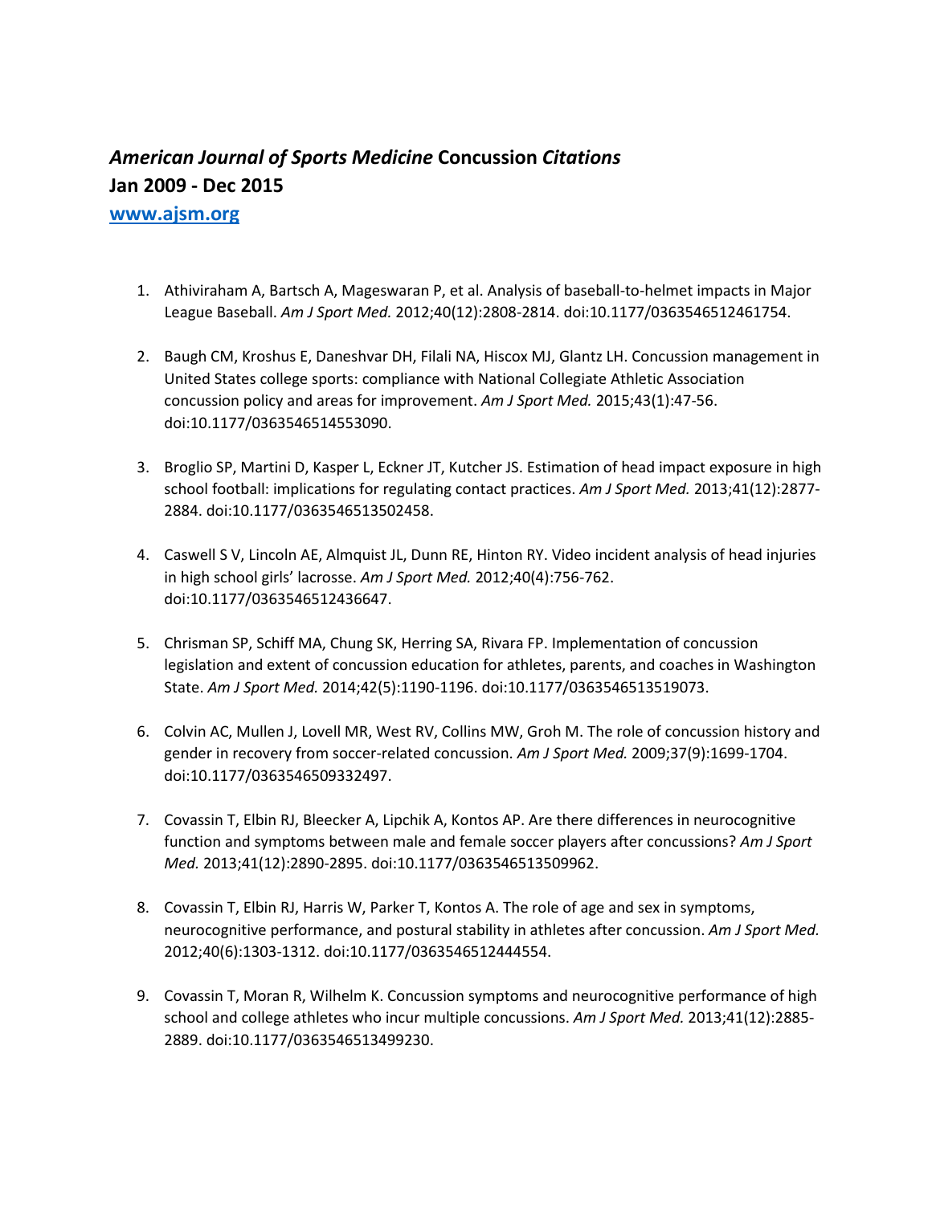# *American Journal of Sports Medicine* Concussion *Citations*

## Jan 2009 - Dec 2015

[www.ajsm.org](http://www.ajsm.org)

1. Athiviraham A, Bartsch A, Mageswaran P, et al. Analysis of baseball-to-helmet impacts in Major League Baseball. *Am J Sport Med.* 2012;40(12):2808-2814. doi:10.1177/0363546512461754.

2. Baugh CM, Kroshus E, Daneshvar DH, Filali NA, Hiscox MJ, Glantz LH. Concussion management in United States college sports: compliance with National Collegiate Athletic Association concussion policy and areas for improvement. *Am J Sport Med.* 2015;43(1):47-56. doi:10.1177/0363546514553090.

3. Broglio SP, Martini D, Kasper L, Eckner JT, Kutcher JS. Estimation of head impact exposure in high school football: implications for regulating contact practices. *Am J Sport Med.* 2013;41(12):2877-2884. doi:10.1177/0363546513502458.

4. Caswell S V, Lincoln AE, Almquist JL, Dunn RE, Hinton RY. Video incident analysis of head injuries in high school girls' lacrosse. *Am J Sport Med.* 2012;40(4):756-762. doi:10.1177/0363546512436647.

5. Chrisman SP, Schiff MA, Chung SK, Herring SA, Rivara FP. Implementation of concussion legislation and extent of concussion education for athletes, parents, and coaches in Washington State. *Am J Sport Med.* 2014;42(5):1190-1196. doi:10.1177/0363546513519073.

6. Colvin AC, Mullen J, Lovell MR, West RV, Collins MW, Groh M. The role of concussion history and gender in recovery from soccer-related concussion. *Am J Sport Med.* 2009;37(9):1699-1704. doi:10.1177/0363546509332497.

7. Covassin T, Elbin RJ, Bleecker A, Lipchik A, Kontos AP. Are there differences in neurocognitive function and symptoms between male and female soccer players after concussions? *Am J Sport Med.* 2013;41(12):2890-2895. doi:10.1177/0363546513509962.

8. Covassin T, Elbin RJ, Harris W, Parker T, Kontos A. The role of age and sex in symptoms, neurocognitive performance, and postural stability in athletes after concussion. *Am J Sport Med.* 2012;40(6):1303-1312. doi:10.1177/0363546512444554.

9. Covassin T, Moran R, Wilhelm K. Concussion symptoms and neurocognitive performance of high school and college athletes who incur multiple concussions. *Am J Sport Med.* 2013;41(12):2885-2889. doi:10.1177/0363546513499230.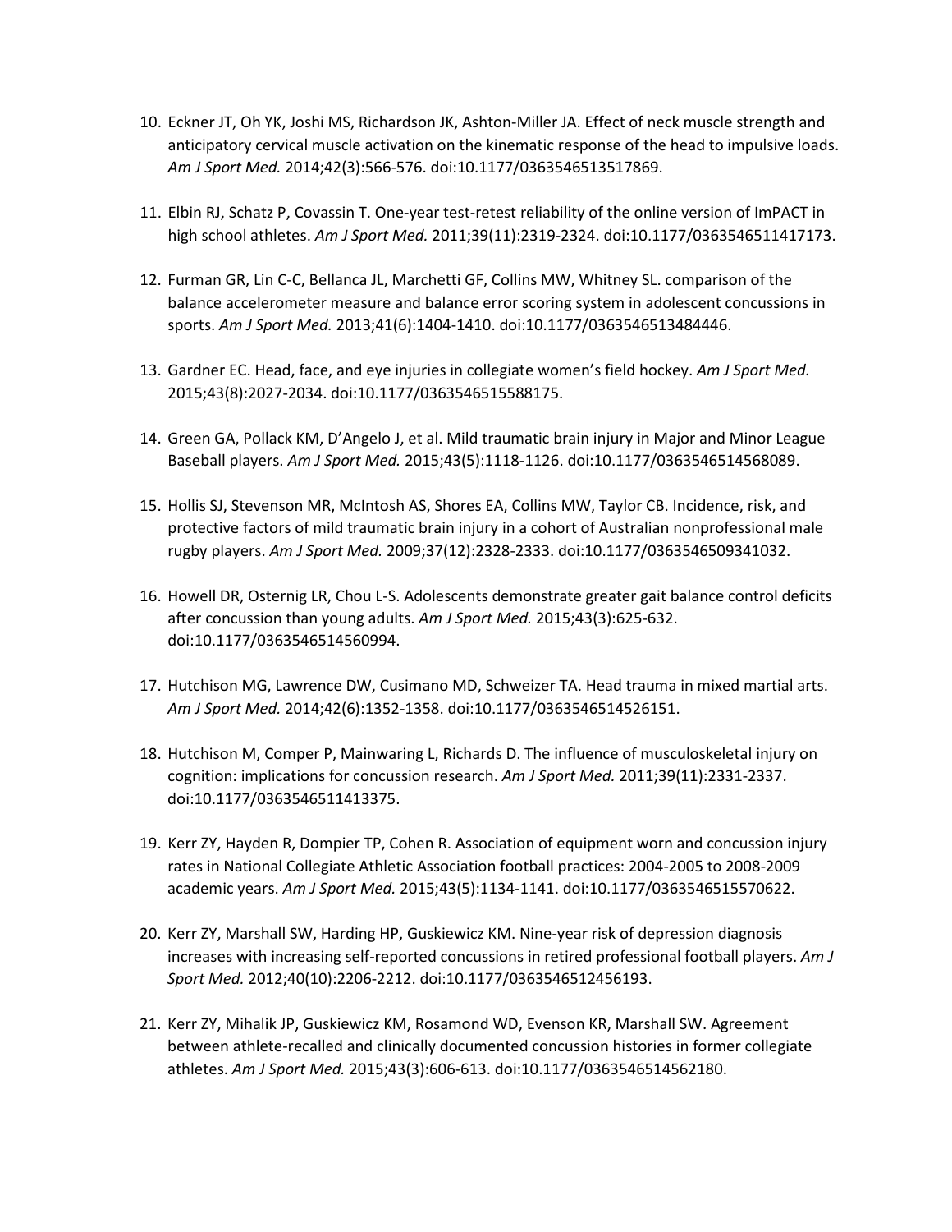10. Eckner JT, Oh YK, Joshi MS, Richardson JK, Ashton-Miller JA. Effect of neck muscle strength and anticipatory cervical muscle activation on the kinematic response of the head to impulsive loads. *Am J Sport Med.* 2014;42(3):566-576. doi:10.1177/0363546513517869.

11. Elbin RJ, Schatz P, Covassin T. One-year test-retest reliability of the online version of ImPACT in high school athletes. *Am J Sport Med.* 2011;39(11):2319-2324. doi:10.1177/0363546511417173.

12. Furman GR, Lin C-C, Bellanca JL, Marchetti GF, Collins MW, Whitney SL. comparison of the balance accelerometer measure and balance error scoring system in adolescent concussions in sports. *Am J Sport Med.* 2013;41(6):1404-1410. doi:10.1177/0363546513484446.

13. Gardner EC. Head, face, and eye injuries in collegiate women's field hockey. *Am J Sport Med.* 2015;43(8):2027-2034. doi:10.1177/0363546515588175.

14. Green GA, Pollack KM, D'Angelo J, et al. Mild traumatic brain injury in Major and Minor League Baseball players. *Am J Sport Med.* 2015;43(5):1118-1126. doi:10.1177/0363546514568089.

15. Hollis SJ, Stevenson MR, McIntosh AS, Shores EA, Collins MW, Taylor CB. Incidence, risk, and protective factors of mild traumatic brain injury in a cohort of Australian nonprofessional male rugby players. *Am J Sport Med.* 2009;37(12):2328-2333. doi:10.1177/0363546509341032.

16. Howell DR, Osternig LR, Chou L-S. Adolescents demonstrate greater gait balance control deficits after concussion than young adults. *Am J Sport Med.* 2015;43(3):625-632. doi:10.1177/0363546514560994.

17. Hutchison MG, Lawrence DW, Cusimano MD, Schweizer TA. Head trauma in mixed martial arts. *Am J Sport Med.* 2014;42(6):1352-1358. doi:10.1177/0363546514526151.

18. Hutchison M, Comper P, Mainwaring L, Richards D. The influence of musculoskeletal injury on cognition: implications for concussion research. *Am J Sport Med.* 2011;39(11):2331-2337. doi:10.1177/0363546511413375.

19. Kerr ZY, Hayden R, Dompier TP, Cohen R. Association of equipment worn and concussion injury rates in National Collegiate Athletic Association football practices: 2004-2005 to 2008-2009 academic years. *Am J Sport Med.* 2015;43(5):1134-1141. doi:10.1177/0363546515570622.

20. Kerr ZY, Marshall SW, Harding HP, Guskiewicz KM. Nine-year risk of depression diagnosis increases with increasing self-reported concussions in retired professional football players. *Am J Sport Med.* 2012;40(10):2206-2212. doi:10.1177/0363546512456193.

21. Kerr ZY, Mihalik JP, Guskiewicz KM, Rosamond WD, Evenson KR, Marshall SW. Agreement between athlete-recalled and clinically documented concussion histories in former collegiate athletes. *Am J Sport Med.* 2015;43(3):606-613. doi:10.1177/0363546514562180.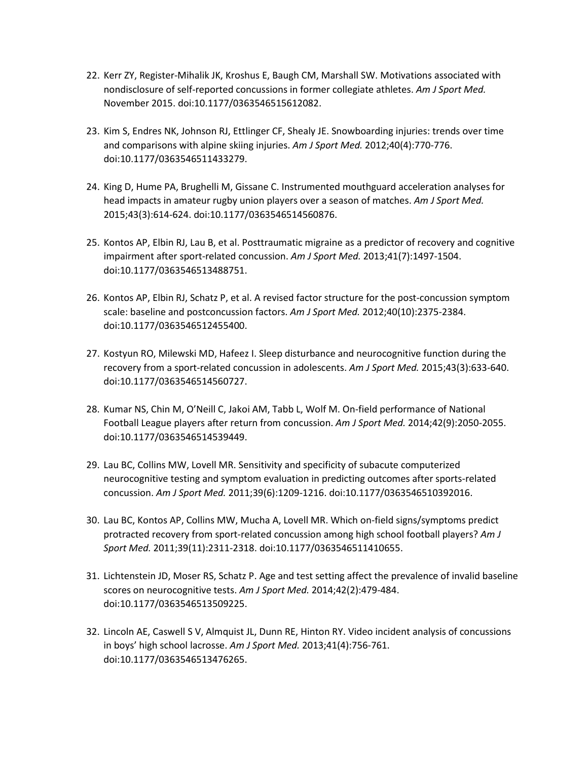22. Kerr ZY, Register-Mihalik JK, Kroshus E, Baugh CM, Marshall SW. Motivations associated with nondisclosure of self-reported concussions in former collegiate athletes. *Am J Sport Med.* November 2015. doi:10.1177/0363546515612082.

23. Kim S, Endres NK, Johnson RJ, Ettlinger CF, Shealy JE. Snowboarding injuries: trends over time and comparisons with alpine skiing injuries. *Am J Sport Med.* 2012;40(4):770-776. doi:10.1177/0363546511433279.

24. King D, Hume PA, Brughelli M, Gissane C. Instrumented mouthguard acceleration analyses for head impacts in amateur rugby union players over a season of matches. *Am J Sport Med.* 2015;43(3):614-624. doi:10.1177/0363546514560876.

25. Kontos AP, Elbin RJ, Lau B, et al. Posttraumatic migraine as a predictor of recovery and cognitive impairment after sport-related concussion. *Am J Sport Med.* 2013;41(7):1497-1504. doi:10.1177/0363546513488751.

26. Kontos AP, Elbin RJ, Schatz P, et al. A revised factor structure for the post-concussion symptom scale: baseline and postconcussion factors. *Am J Sport Med.* 2012;40(10):2375-2384. doi:10.1177/0363546512455400.

27. Kostyun RO, Milewski MD, Hafeez I. Sleep disturbance and neurocognitive function during the recovery from a sport-related concussion in adolescents. *Am J Sport Med.* 2015;43(3):633-640. doi:10.1177/0363546514560727.

28. Kumar NS, Chin M, O'Neill C, Jakoi AM, Tabb L, Wolf M. On-field performance of National Football League players after return from concussion. *Am J Sport Med.* 2014;42(9):2050-2055. doi:10.1177/0363546514539449.

29. Lau BC, Collins MW, Lovell MR. Sensitivity and specificity of subacute computerized neurocognitive testing and symptom evaluation in predicting outcomes after sports-related concussion. *Am J Sport Med.* 2011;39(6):1209-1216. doi:10.1177/0363546510392016.

30. Lau BC, Kontos AP, Collins MW, Mucha A, Lovell MR. Which on-field signs/symptoms predict protracted recovery from sport-related concussion among high school football players? *Am J Sport Med.* 2011;39(11):2311-2318. doi:10.1177/0363546511410655.

31. Lichtenstein JD, Moser RS, Schatz P. Age and test setting affect the prevalence of invalid baseline scores on neurocognitive tests. *Am J Sport Med.* 2014;42(2):479-484. doi:10.1177/0363546513509225.

32. Lincoln AE, Caswell S V, Almquist JL, Dunn RE, Hinton RY. Video incident analysis of concussions in boys' high school lacrosse. *Am J Sport Med.* 2013;41(4):756-761. doi:10.1177/0363546513476265.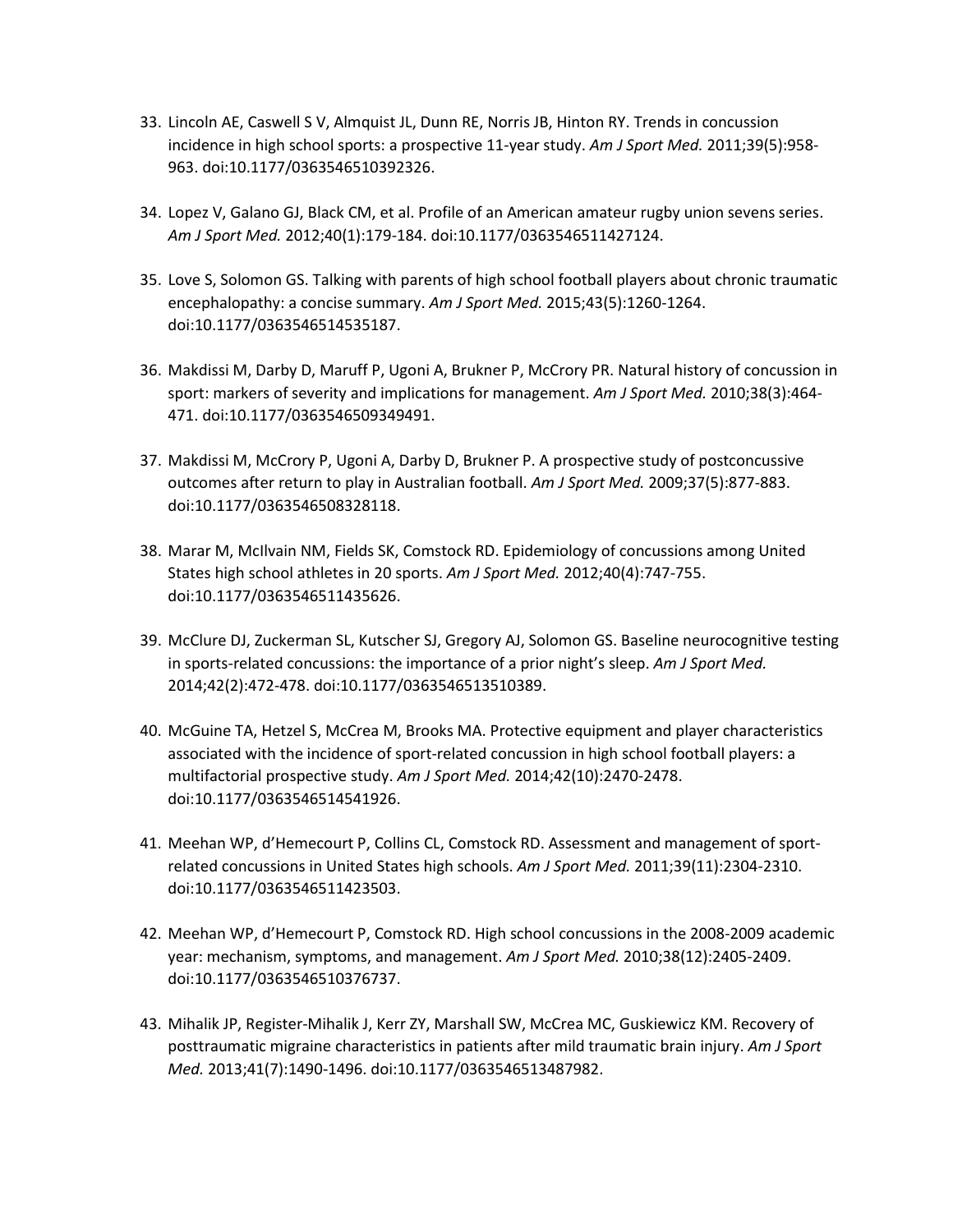33. Lincoln AE, Caswell S V, Almquist JL, Dunn RE, Norris JB, Hinton RY. Trends in concussion incidence in high school sports: a prospective 11-year study. *Am J Sport Med.* 2011;39(5):958-963. doi:10.1177/0363546510392326.

34. Lopez V, Galano GJ, Black CM, et al. Profile of an American amateur rugby union sevens series. *Am J Sport Med.* 2012;40(1):179-184. doi:10.1177/0363546511427124.

35. Love S, Solomon GS. Talking with parents of high school football players about chronic traumatic encephalopathy: a concise summary. *Am J Sport Med.* 2015;43(5):1260-1264. doi:10.1177/0363546514535187.

36. Makdissi M, Darby D, Maruff P, Ugoni A, Brukner P, McCrory PR. Natural history of concussion in sport: markers of severity and implications for management. *Am J Sport Med.* 2010;38(3):464-471. doi:10.1177/0363546509349491.

37. Makdissi M, McCrory P, Ugoni A, Darby D, Brukner P. A prospective study of postconcussive outcomes after return to play in Australian football. *Am J Sport Med.* 2009;37(5):877-883. doi:10.1177/0363546508328118.

38. Marar M, McIlvain NM, Fields SK, Comstock RD. Epidemiology of concussions among United States high school athletes in 20 sports. *Am J Sport Med.* 2012;40(4):747-755. doi:10.1177/0363546511435626.

39. McClure DJ, Zuckerman SL, Kutscher SJ, Gregory AJ, Solomon GS. Baseline neurocognitive testing in sports-related concussions: the importance of a prior night's sleep. *Am J Sport Med.* 2014;42(2):472-478. doi:10.1177/0363546513510389.

40. McGuine TA, Hetzel S, McCrea M, Brooks MA. Protective equipment and player characteristics associated with the incidence of sport-related concussion in high school football players: a multifactorial prospective study. *Am J Sport Med.* 2014;42(10):2470-2478. doi:10.1177/0363546514541926.

41. Meehan WP, d'Hemecourt P, Collins CL, Comstock RD. Assessment and management of sport-related concussions in United States high schools. *Am J Sport Med.* 2011;39(11):2304-2310. doi:10.1177/0363546511423503.

42. Meehan WP, d'Hemecourt P, Comstock RD. High school concussions in the 2008-2009 academic year: mechanism, symptoms, and management. *Am J Sport Med.* 2010;38(12):2405-2409. doi:10.1177/0363546510376737.

43. Mihalik JP, Register-Mihalik J, Kerr ZY, Marshall SW, McCrea MC, Guskiewicz KM. Recovery of posttraumatic migraine characteristics in patients after mild traumatic brain injury. *Am J Sport Med.* 2013;41(7):1490-1496. doi:10.1177/0363546513487982.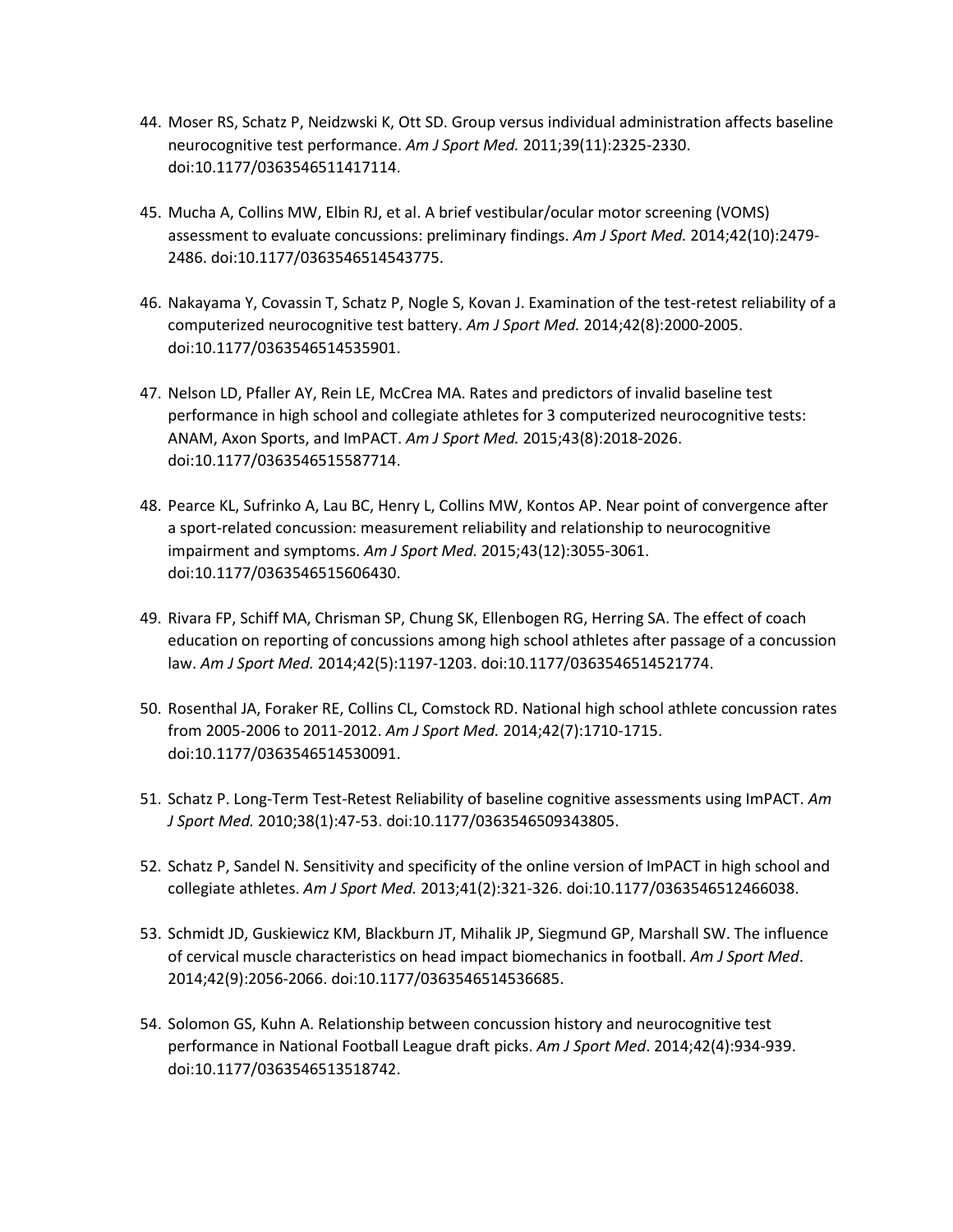44. Moser RS, Schatz P, Neidzwski K, Ott SD. Group versus individual administration affects baseline neurocognitive test performance. *Am J Sport Med.* 2011;39(11):2325-2330. doi:10.1177/0363546511417114.

45. Mucha A, Collins MW, Elbin RJ, et al. A brief vestibular/ocular motor screening (VOMS) assessment to evaluate concussions: preliminary findings. *Am J Sport Med.* 2014;42(10):2479-2486. doi:10.1177/0363546514543775.

46. Nakayama Y, Covassin T, Schatz P, Nogle S, Kovan J. Examination of the test-retest reliability of a computerized neurocognitive test battery. *Am J Sport Med.* 2014;42(8):2000-2005. doi:10.1177/0363546514535901.

47. Nelson LD, Pfaller AY, Rein LE, McCrea MA. Rates and predictors of invalid baseline test performance in high school and collegiate athletes for 3 computerized neurocognitive tests: ANAM, Axon Sports, and ImPACT. *Am J Sport Med.* 2015;43(8):2018-2026. doi:10.1177/0363546515587714.

48. Pearce KL, Sufrinko A, Lau BC, Henry L, Collins MW, Kontos AP. Near point of convergence after a sport-related concussion: measurement reliability and relationship to neurocognitive impairment and symptoms. *Am J Sport Med.* 2015;43(12):3055-3061. doi:10.1177/0363546515606430.

49. Rivara FP, Schiff MA, Chrisman SP, Chung SK, Ellenbogen RG, Herring SA. The effect of coach education on reporting of concussions among high school athletes after passage of a concussion law. *Am J Sport Med.* 2014;42(5):1197-1203. doi:10.1177/0363546514521774.

50. Rosenthal JA, Foraker RE, Collins CL, Comstock RD. National high school athlete concussion rates from 2005-2006 to 2011-2012. *Am J Sport Med.* 2014;42(7):1710-1715. doi:10.1177/0363546514530091.

51. Schatz P. Long-Term Test-Retest Reliability of baseline cognitive assessments using ImPACT. *Am J Sport Med.* 2010;38(1):47-53. doi:10.1177/0363546509343805.

52. Schatz P, Sandel N. Sensitivity and specificity of the online version of ImPACT in high school and collegiate athletes. *Am J Sport Med.* 2013;41(2):321-326. doi:10.1177/0363546512466038.

53. Schmidt JD, Guskiewicz KM, Blackburn JT, Mihalik JP, Siegmund GP, Marshall SW. The influence of cervical muscle characteristics on head impact biomechanics in football. *Am J Sport Med*. 2014;42(9):2056-2066. doi:10.1177/0363546514536685.

54. Solomon GS, Kuhn A. Relationship between concussion history and neurocognitive test performance in National Football League draft picks. *Am J Sport Med*. 2014;42(4):934-939. doi:10.1177/0363546513518742.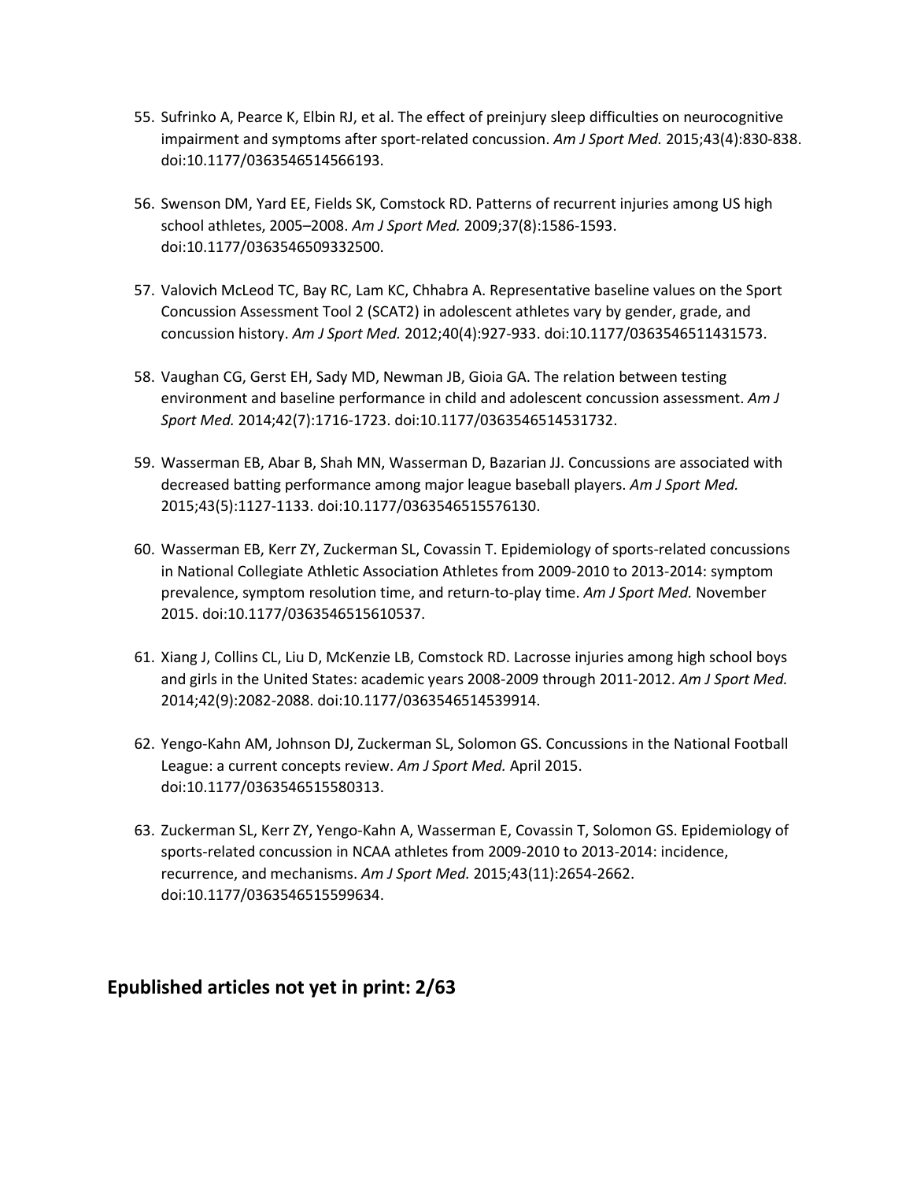55. Sufrinko A, Pearce K, Elbin RJ, et al. The effect of preinjury sleep difficulties on neurocognitive impairment and symptoms after sport-related concussion. *Am J Sport Med.* 2015;43(4):830-838. doi:10.1177/0363546514566193.

56. Swenson DM, Yard EE, Fields SK, Comstock RD. Patterns of recurrent injuries among US high school athletes, 2005–2008. *Am J Sport Med.* 2009;37(8):1586-1593. doi:10.1177/0363546509332500.

57. Valovich McLeod TC, Bay RC, Lam KC, Chhabra A. Representative baseline values on the Sport Concussion Assessment Tool 2 (SCAT2) in adolescent athletes vary by gender, grade, and concussion history. *Am J Sport Med.* 2012;40(4):927-933. doi:10.1177/0363546511431573.

58. Vaughan CG, Gerst EH, Sady MD, Newman JB, Gioia GA. The relation between testing environment and baseline performance in child and adolescent concussion assessment. *Am J Sport Med.* 2014;42(7):1716-1723. doi:10.1177/0363546514531732.

59. Wasserman EB, Abar B, Shah MN, Wasserman D, Bazarian JJ. Concussions are associated with decreased batting performance among major league baseball players. *Am J Sport Med.* 2015;43(5):1127-1133. doi:10.1177/0363546515576130.

60. Wasserman EB, Kerr ZY, Zuckerman SL, Covassin T. Epidemiology of sports-related concussions in National Collegiate Athletic Association Athletes from 2009-2010 to 2013-2014: symptom prevalence, symptom resolution time, and return-to-play time. *Am J Sport Med.* November 2015. doi:10.1177/0363546515610537.

61. Xiang J, Collins CL, Liu D, McKenzie LB, Comstock RD. Lacrosse injuries among high school boys and girls in the United States: academic years 2008-2009 through 2011-2012. *Am J Sport Med.* 2014;42(9):2082-2088. doi:10.1177/0363546514539914.

62. Yengo-Kahn AM, Johnson DJ, Zuckerman SL, Solomon GS. Concussions in the National Football League: a current concepts review. *Am J Sport Med.* April 2015. doi:10.1177/0363546515580313.

63. Zuckerman SL, Kerr ZY, Yengo-Kahn A, Wasserman E, Covassin T, Solomon GS. Epidemiology of sports-related concussion in NCAA athletes from 2009-2010 to 2013-2014: incidence, recurrence, and mechanisms. *Am J Sport Med.* 2015;43(11):2654-2662. doi:10.1177/0363546515599634.

## Epublished articles not yet in print: 2/63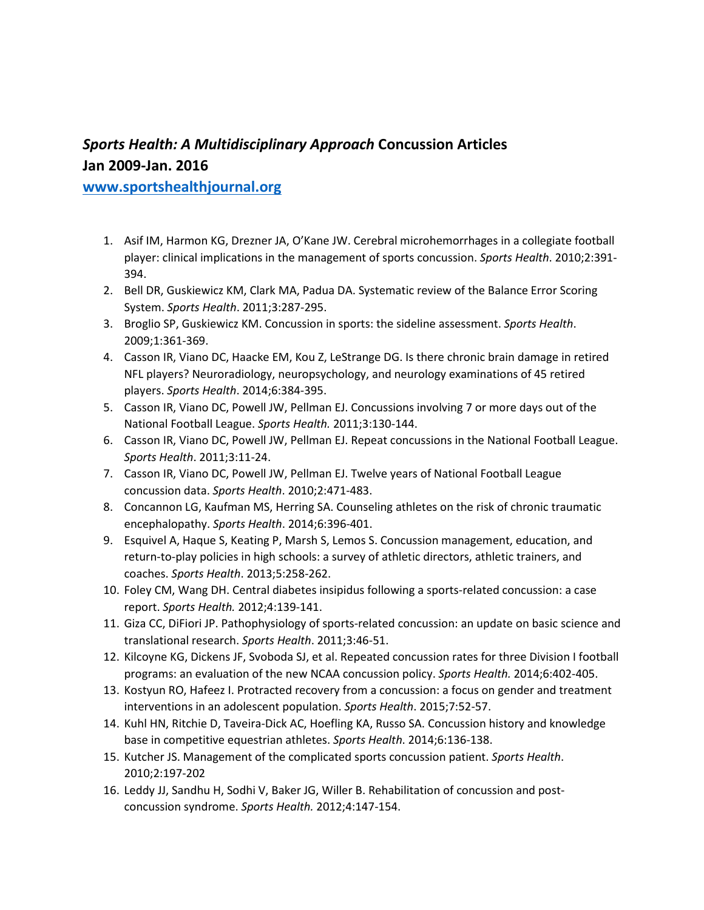## *Sports Health: A Multidisciplinary Approach* Concussion Articles
## Jan 2009-Jan. 2016

[www.sportshealthjournal.org](http://www.sportshealthjournal.org)

1. Asif IM, Harmon KG, Drezner JA, O'Kane JW. Cerebral microhemorrhages in a collegiate football player: clinical implications in the management of sports concussion. *Sports Health*. 2010;2:391-394.
2. Bell DR, Guskiewicz KM, Clark MA, Padua DA. Systematic review of the Balance Error Scoring System. *Sports Health*. 2011;3:287-295.
3. Broglio SP, Guskiewicz KM. Concussion in sports: the sideline assessment. *Sports Health*. 2009;1:361-369.
4. Casson IR, Viano DC, Haacke EM, Kou Z, LeStrange DG. Is there chronic brain damage in retired NFL players? Neuroradiology, neuropsychology, and neurology examinations of 45 retired players. *Sports Health*. 2014;6:384-395.
5. Casson IR, Viano DC, Powell JW, Pellman EJ. Concussions involving 7 or more days out of the National Football League. *Sports Health.* 2011;3:130-144.
6. Casson IR, Viano DC, Powell JW, Pellman EJ. Repeat concussions in the National Football League. *Sports Health*. 2011;3:11-24.
7. Casson IR, Viano DC, Powell JW, Pellman EJ. Twelve years of National Football League concussion data. *Sports Health*. 2010;2:471-483.
8. Concannon LG, Kaufman MS, Herring SA. Counseling athletes on the risk of chronic traumatic encephalopathy. *Sports Health*. 2014;6:396-401.
9. Esquivel A, Haque S, Keating P, Marsh S, Lemos S. Concussion management, education, and return-to-play policies in high schools: a survey of athletic directors, athletic trainers, and coaches. *Sports Health*. 2013;5:258-262.
10. Foley CM, Wang DH. Central diabetes insipidus following a sports-related concussion: a case report. *Sports Health.* 2012;4:139-141.
11. Giza CC, DiFiori JP. Pathophysiology of sports-related concussion: an update on basic science and translational research. *Sports Health*. 2011;3:46-51.
12. Kilcoyne KG, Dickens JF, Svoboda SJ, et al. Repeated concussion rates for three Division I football programs: an evaluation of the new NCAA concussion policy. *Sports Health.* 2014;6:402-405.
13. Kostyun RO, Hafeez I. Protracted recovery from a concussion: a focus on gender and treatment interventions in an adolescent population. *Sports Health*. 2015;7:52-57.
14. Kuhl HN, Ritchie D, Taveira-Dick AC, Hoefling KA, Russo SA. Concussion history and knowledge base in competitive equestrian athletes. *Sports Health*. 2014;6:136-138.
15. Kutcher JS. Management of the complicated sports concussion patient. *Sports Health*. 2010;2:197-202
16. Leddy JJ, Sandhu H, Sodhi V, Baker JG, Willer B. Rehabilitation of concussion and post-concussion syndrome. *Sports Health.* 2012;4:147-154.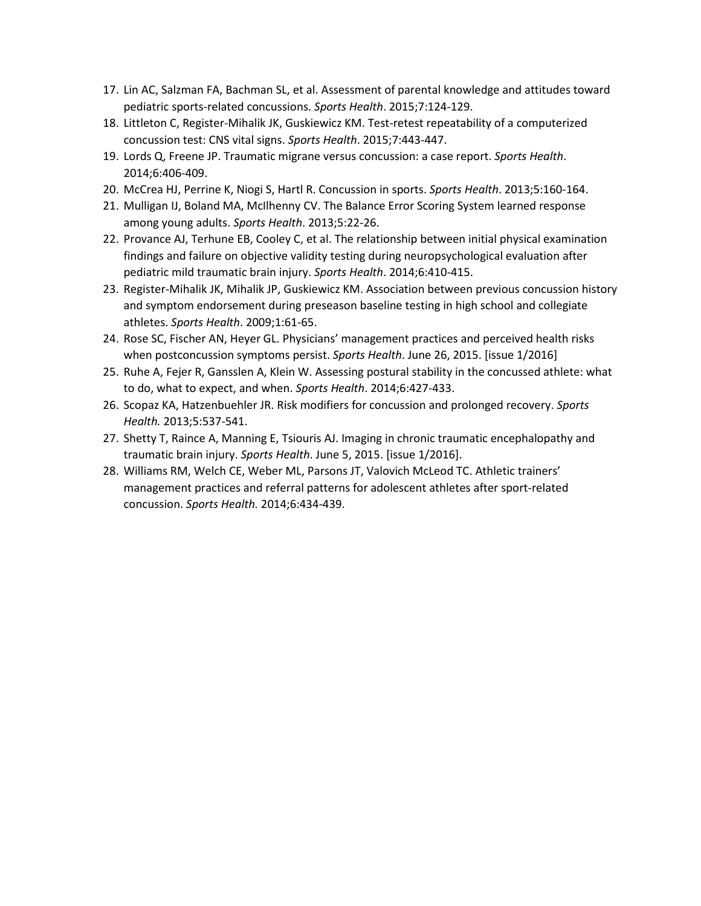17. Lin AC, Salzman FA, Bachman SL, et al. Assessment of parental knowledge and attitudes toward pediatric sports-related concussions. *Sports Health*. 2015;7:124-129.
18. Littleton C, Register-Mihalik JK, Guskiewicz KM. Test-retest repeatability of a computerized concussion test: CNS vital signs. *Sports Health*. 2015;7:443-447.
19. Lords Q, Freene JP. Traumatic migrane versus concussion: a case report. *Sports Health*. 2014;6:406-409.
20. McCrea HJ, Perrine K, Niogi S, Hartl R. Concussion in sports. *Sports Health*. 2013;5:160-164.
21. Mulligan IJ, Boland MA, McIlhenny CV. The Balance Error Scoring System learned response among young adults. *Sports Health*. 2013;5:22-26.
22. Provance AJ, Terhune EB, Cooley C, et al. The relationship between initial physical examination findings and failure on objective validity testing during neuropsychological evaluation after pediatric mild traumatic brain injury. *Sports Health*. 2014;6:410-415.
23. Register-Mihalik JK, Mihalik JP, Guskiewicz KM. Association between previous concussion history and symptom endorsement during preseason baseline testing in high school and collegiate athletes. *Sports Health*. 2009;1:61-65.
24. Rose SC, Fischer AN, Heyer GL. Physicians' management practices and perceived health risks when postconcussion symptoms persist. *Sports Health*. June 26, 2015. [issue 1/2016]
25. Ruhe A, Fejer R, Gansslen A, Klein W. Assessing postural stability in the concussed athlete: what to do, what to expect, and when. *Sports Health*. 2014;6:427-433.
26. Scopaz KA, Hatzenbuehler JR. Risk modifiers for concussion and prolonged recovery. *Sports Health.* 2013;5:537-541.
27. Shetty T, Raince A, Manning E, Tsiouris AJ. Imaging in chronic traumatic encephalopathy and traumatic brain injury. *Sports Health*. June 5, 2015. [issue 1/2016].
28. Williams RM, Welch CE, Weber ML, Parsons JT, Valovich McLeod TC. Athletic trainers' management practices and referral patterns for adolescent athletes after sport-related concussion. *Sports Health.* 2014;6:434-439.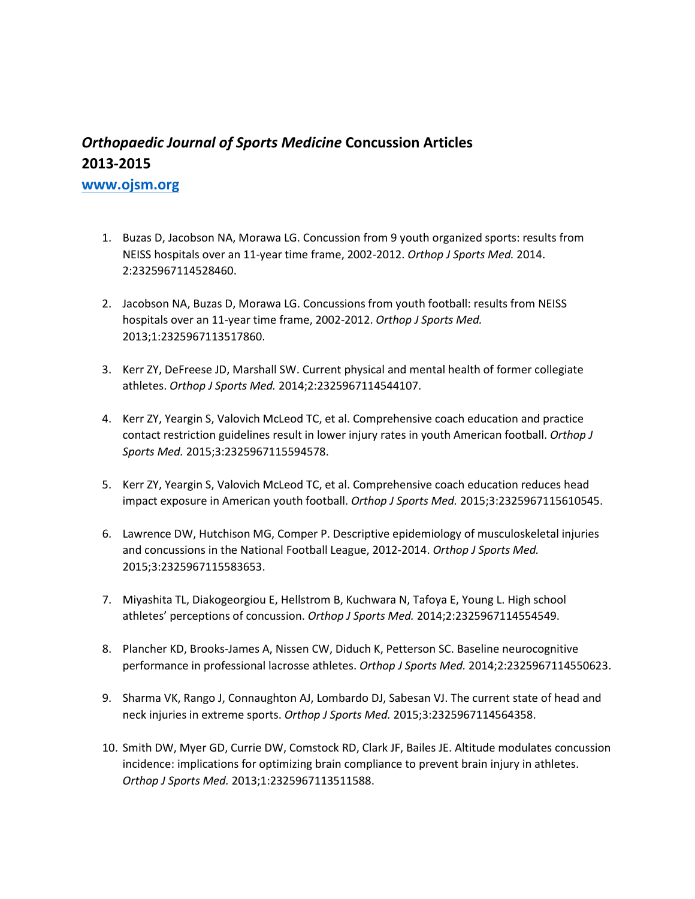# *Orthopaedic Journal of Sports Medicine* Concussion Articles 2013-2015

[www.ojsm.org](http://www.ojsm.org)

1. Buzas D, Jacobson NA, Morawa LG. Concussion from 9 youth organized sports: results from NEISS hospitals over an 11-year time frame, 2002-2012. *Orthop J Sports Med.* 2014. 2:2325967114528460.

2. Jacobson NA, Buzas D, Morawa LG. Concussions from youth football: results from NEISS hospitals over an 11-year time frame, 2002-2012. *Orthop J Sports Med.* 2013;1:2325967113517860.

3. Kerr ZY, DeFreese JD, Marshall SW. Current physical and mental health of former collegiate athletes. *Orthop J Sports Med.* 2014;2:2325967114544107.

4. Kerr ZY, Yeargin S, Valovich McLeod TC, et al. Comprehensive coach education and practice contact restriction guidelines result in lower injury rates in youth American football. *Orthop J Sports Med.* 2015;3:2325967115594578.

5. Kerr ZY, Yeargin S, Valovich McLeod TC, et al. Comprehensive coach education reduces head impact exposure in American youth football. *Orthop J Sports Med.* 2015;3:2325967115610545.

6. Lawrence DW, Hutchison MG, Comper P. Descriptive epidemiology of musculoskeletal injuries and concussions in the National Football League, 2012-2014. *Orthop J Sports Med.* 2015;3:2325967115583653.

7. Miyashita TL, Diakogeorgiou E, Hellstrom B, Kuchwara N, Tafoya E, Young L. High school athletes' perceptions of concussion. *Orthop J Sports Med.* 2014;2:2325967114554549.

8. Plancher KD, Brooks-James A, Nissen CW, Diduch K, Petterson SC. Baseline neurocognitive performance in professional lacrosse athletes. *Orthop J Sports Med.* 2014;2:2325967114550623.

9. Sharma VK, Rango J, Connaughton AJ, Lombardo DJ, Sabesan VJ. The current state of head and neck injuries in extreme sports. *Orthop J Sports Med.* 2015;3:2325967114564358.

10. Smith DW, Myer GD, Currie DW, Comstock RD, Clark JF, Bailes JE. Altitude modulates concussion incidence: implications for optimizing brain compliance to prevent brain injury in athletes. *Orthop J Sports Med.* 2013;1:2325967113511588.